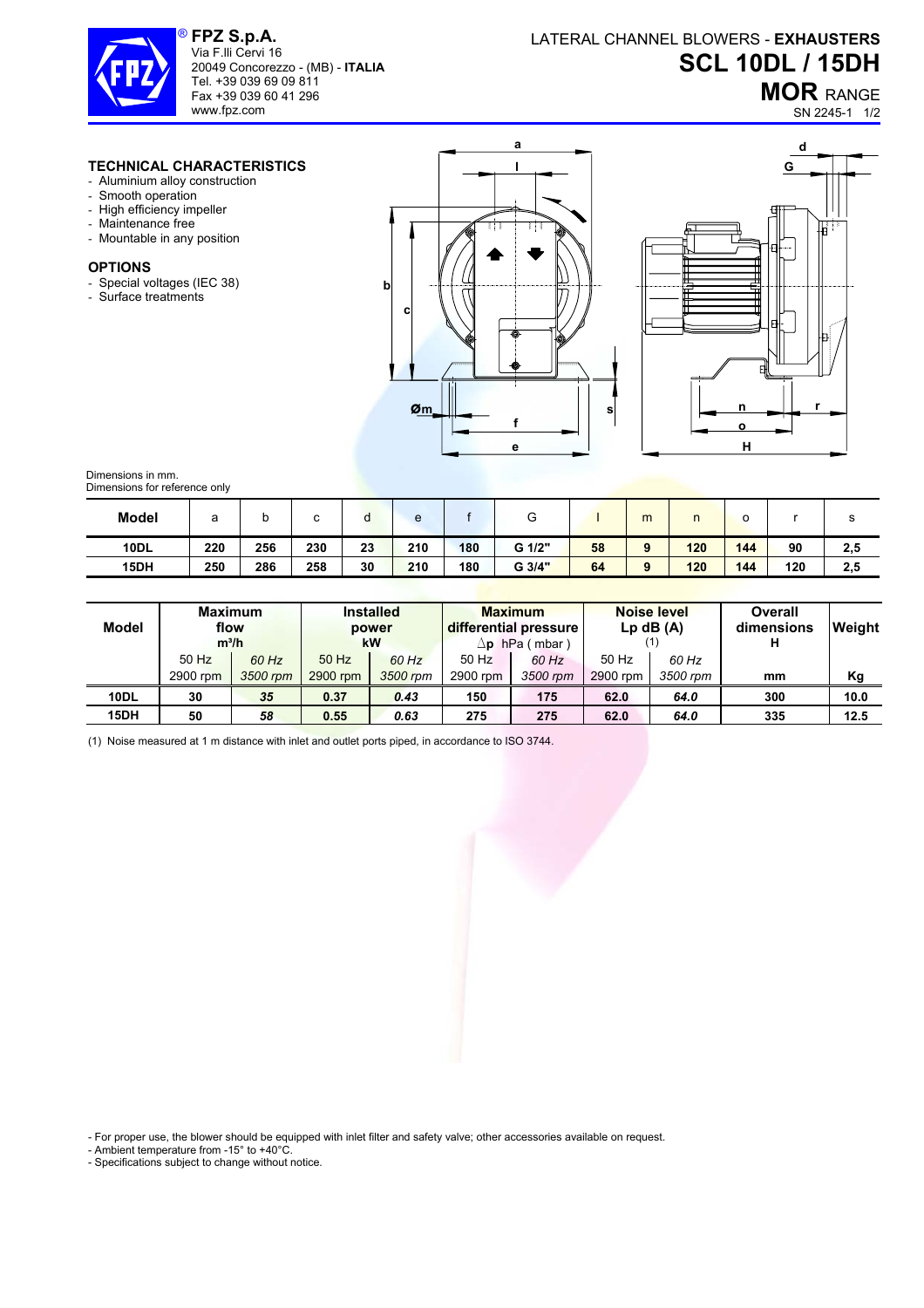**FPZ S.p.A.**
Via F.lli Cervi 16
20049 Concorezzo - (MB) - **ITALIA**
Tel. +39 039 69 09 811
Fax +39 039 60 41 296
www.fpz.com

LATERAL CHANNEL BLOWERS - **EXHAUSTERS**

# SCL 10DL / 15DH

## MOR RANGE

SN 2245-1

### TECHNICAL CHARACTERISTICS

- Aluminium alloy construction
- Smooth operation
- High efficiency impeller
- Maintenance free
- Mountable in any position

### OPTIONS

- Special voltages (IEC 38)
- Surface treatments

Dimensions in mm.
Dimensions for reference only

| Model | a | b | c | d | e | f | G | l | m | n | o | r | s |
|---|---|---|---|---|---|---|---|---|---|---|---|---|---|
| **10DL** | **220** | **256** | **230** | **23** | **210** | **180** | **G 1/2"** | **58** | **9** | **120** | **144** | **90** | **2,5** |
| **15DH** | **250** | **286** | **258** | **30** | **210** | **180** | **G 3/4"** | **64** | **9** | **120** | **144** | **120** | **2,5** |

| Model | Maximum flow m³/h | | Installed power kW | | Maximum differential pressure Δp hPa ( mbar ) | | Noise level Lp dB (A) (1) | | Overall dimensions H | Weight |
|---|---|---|---|---|---|---|---|---|---|---|
| | 50 Hz 2900 rpm | *60 Hz 3500 rpm* | 50 Hz 2900 rpm | *60 Hz 3500 rpm* | 50 Hz 2900 rpm | *60 Hz 3500 rpm* | 50 Hz 2900 rpm | *60 Hz 3500 rpm* | mm | Kg |
| **10DL** | **30** | ***35*** | **0.37** | ***0.43*** | **150** | **175** | **62.0** | ***64.0*** | **300** | **10.0** |
| **15DH** | **50** | ***58*** | **0.55** | ***0.63*** | **275** | **275** | **62.0** | ***64.0*** | **335** | **12.5** |

(1) Noise measured at 1 m distance with inlet and outlet ports piped, in accordance to ISO 3744.

- For proper use, the blower should be equipped with inlet filter and safety valve; other accessories available on request.
- Ambient temperature from -15° to +40°C.
- Specifications subject to change without notice.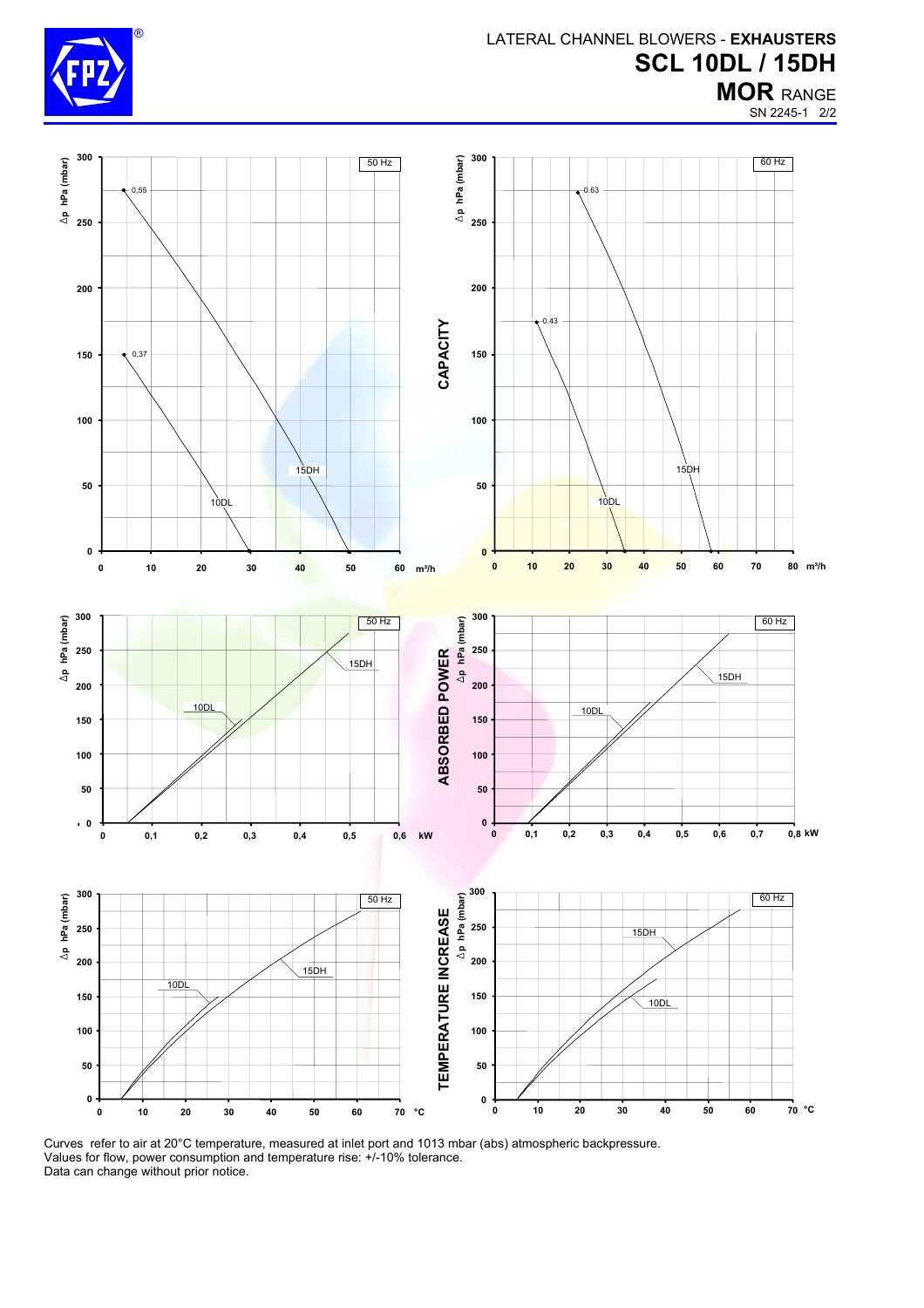LATERAL CHANNEL BLOWERS - **EXHAUSTERS**

# SCL 10DL / 15DH

## MOR RANGE

SN 2245-1

**CAPACITY**

50 Hz

Δp hPa (mbar)

300
250
200
150
100
50
0

0 10 20 30 40 50 60 m³/h

0,55
0,37
15DH
10DL

60 Hz

Δp hPa (mbar)

300
250
200
150
100
50
0

0 10 20 30 40 50 60 70 80 m³/h

0.63
0.43
15DH
10DL

**ABSORBED POWER**

50 Hz

Δp hPa (mbar)

300
250
200
150
100
50
0

0 0,1 0,2 0,3 0,4 0,5 0,6 kW

15DH
10DL

60 Hz

Δp hPa (mbar)

300
250
200
150
100
50
0

0 0,1 0,2 0,3 0,4 0,5 0,6 0,7 0,8 kW

15DH
10DL

**TEMPERATURE INCREASE**

50 Hz

Δp hPa (mbar)

300
250
200
150
100
50
0

0 10 20 30 40 50 60 70 °C

15DH
10DL

60 Hz

Δp hPa (mbar)

300
250
200
150
100
50
0

0 10 20 30 40 50 60 70 °C

15DH
10DL

Curves refer to air at 20°C temperature, measured at inlet port and 1013 mbar (abs) atmospheric backpressure.
Values for flow, power consumption and temperature rise: +/-10% tolerance.
Data can change without prior notice.